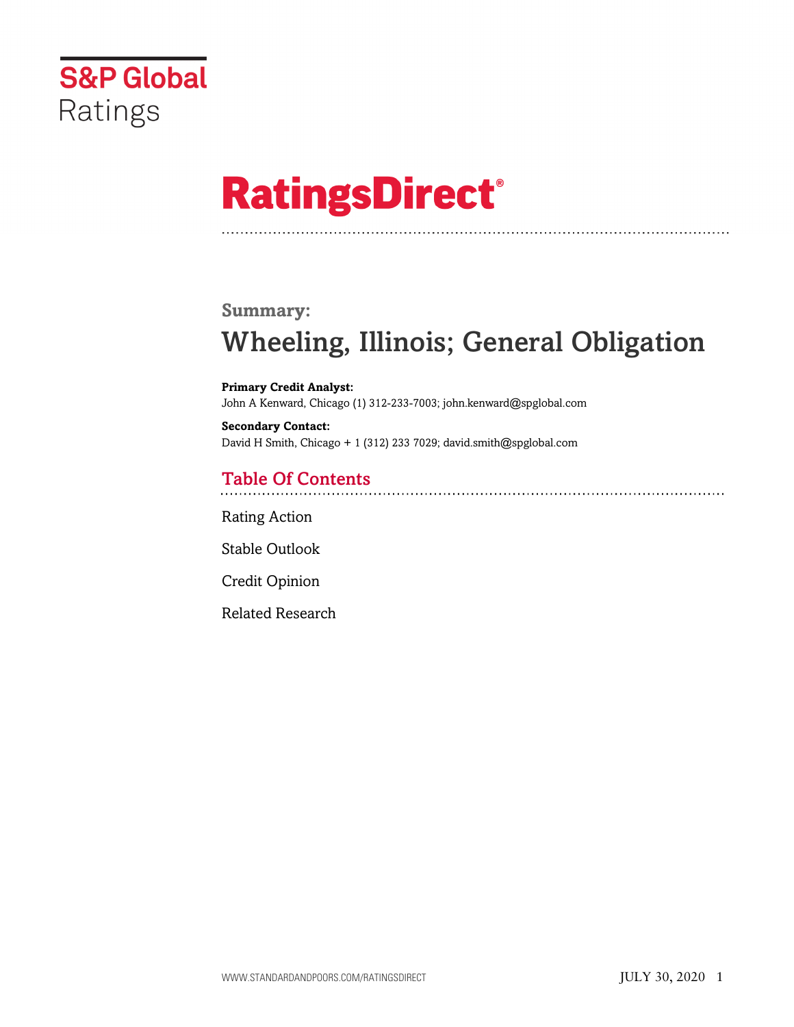S&P Global Ratings

# RatingsDirect®

## Summary:

# Wheeling, Illinois; General Obligation

**Primary Credit Analyst:**
John A Kenward, Chicago (1) 312-233-7003; john.kenward@spglobal.com

**Secondary Contact:**
David H Smith, Chicago + 1 (312) 233 7029; david.smith@spglobal.com

## Table Of Contents

Rating Action

Stable Outlook

Credit Opinion

Related Research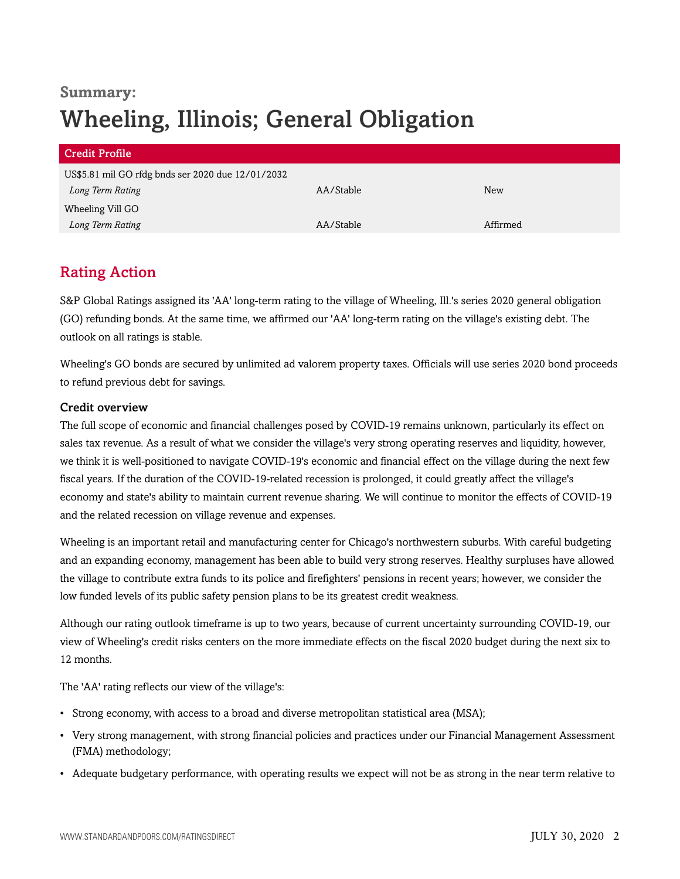**Summary:**

# Wheeling, Illinois; General Obligation

| Credit Profile | | |
|---|---|---|
| US$5.81 mil GO rfdg bnds ser 2020 due 12/01/2032 | | |
| *Long Term Rating* | AA/Stable | New |
| Wheeling Vill GO | | |
| *Long Term Rating* | AA/Stable | Affirmed |

## Rating Action

S&P Global Ratings assigned its 'AA' long-term rating to the village of Wheeling, Ill.'s series 2020 general obligation (GO) refunding bonds. At the same time, we affirmed our 'AA' long-term rating on the village's existing debt. The outlook on all ratings is stable.

Wheeling's GO bonds are secured by unlimited ad valorem property taxes. Officials will use series 2020 bond proceeds to refund previous debt for savings.

### Credit overview

The full scope of economic and financial challenges posed by COVID-19 remains unknown, particularly its effect on sales tax revenue. As a result of what we consider the village's very strong operating reserves and liquidity, however, we think it is well-positioned to navigate COVID-19's economic and financial effect on the village during the next few fiscal years. If the duration of the COVID-19-related recession is prolonged, it could greatly affect the village's economy and state's ability to maintain current revenue sharing. We will continue to monitor the effects of COVID-19 and the related recession on village revenue and expenses.

Wheeling is an important retail and manufacturing center for Chicago's northwestern suburbs. With careful budgeting and an expanding economy, management has been able to build very strong reserves. Healthy surpluses have allowed the village to contribute extra funds to its police and firefighters' pensions in recent years; however, we consider the low funded levels of its public safety pension plans to be its greatest credit weakness.

Although our rating outlook timeframe is up to two years, because of current uncertainty surrounding COVID-19, our view of Wheeling's credit risks centers on the more immediate effects on the fiscal 2020 budget during the next six to 12 months.

The 'AA' rating reflects our view of the village's:

- Strong economy, with access to a broad and diverse metropolitan statistical area (MSA);
- Very strong management, with strong financial policies and practices under our Financial Management Assessment (FMA) methodology;
- Adequate budgetary performance, with operating results we expect will not be as strong in the near term relative to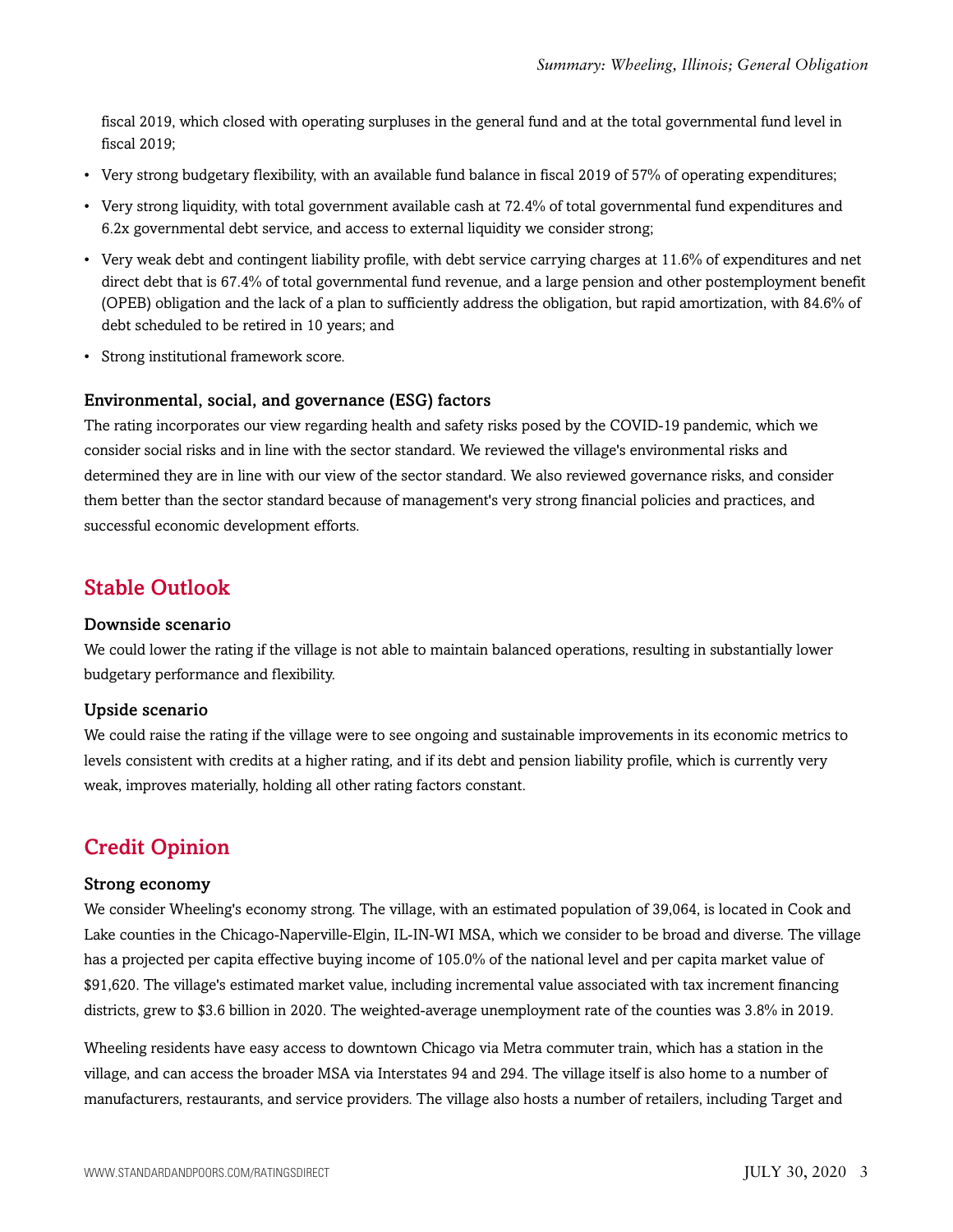fiscal 2019, which closed with operating surpluses in the general fund and at the total governmental fund level in fiscal 2019;

- Very strong budgetary flexibility, with an available fund balance in fiscal 2019 of 57% of operating expenditures;
- Very strong liquidity, with total government available cash at 72.4% of total governmental fund expenditures and 6.2x governmental debt service, and access to external liquidity we consider strong;
- Very weak debt and contingent liability profile, with debt service carrying charges at 11.6% of expenditures and net direct debt that is 67.4% of total governmental fund revenue, and a large pension and other postemployment benefit (OPEB) obligation and the lack of a plan to sufficiently address the obligation, but rapid amortization, with 84.6% of debt scheduled to be retired in 10 years; and
- Strong institutional framework score.

### Environmental, social, and governance (ESG) factors

The rating incorporates our view regarding health and safety risks posed by the COVID-19 pandemic, which we consider social risks and in line with the sector standard. We reviewed the village's environmental risks and determined they are in line with our view of the sector standard. We also reviewed governance risks, and consider them better than the sector standard because of management's very strong financial policies and practices, and successful economic development efforts.

## Stable Outlook

### Downside scenario

We could lower the rating if the village is not able to maintain balanced operations, resulting in substantially lower budgetary performance and flexibility.

### Upside scenario

We could raise the rating if the village were to see ongoing and sustainable improvements in its economic metrics to levels consistent with credits at a higher rating, and if its debt and pension liability profile, which is currently very weak, improves materially, holding all other rating factors constant.

## Credit Opinion

### Strong economy

We consider Wheeling's economy strong. The village, with an estimated population of 39,064, is located in Cook and Lake counties in the Chicago-Naperville-Elgin, IL-IN-WI MSA, which we consider to be broad and diverse. The village has a projected per capita effective buying income of 105.0% of the national level and per capita market value of $91,620. The village's estimated market value, including incremental value associated with tax increment financing districts, grew to $3.6 billion in 2020. The weighted-average unemployment rate of the counties was 3.8% in 2019.

Wheeling residents have easy access to downtown Chicago via Metra commuter train, which has a station in the village, and can access the broader MSA via Interstates 94 and 294. The village itself is also home to a number of manufacturers, restaurants, and service providers. The village also hosts a number of retailers, including Target and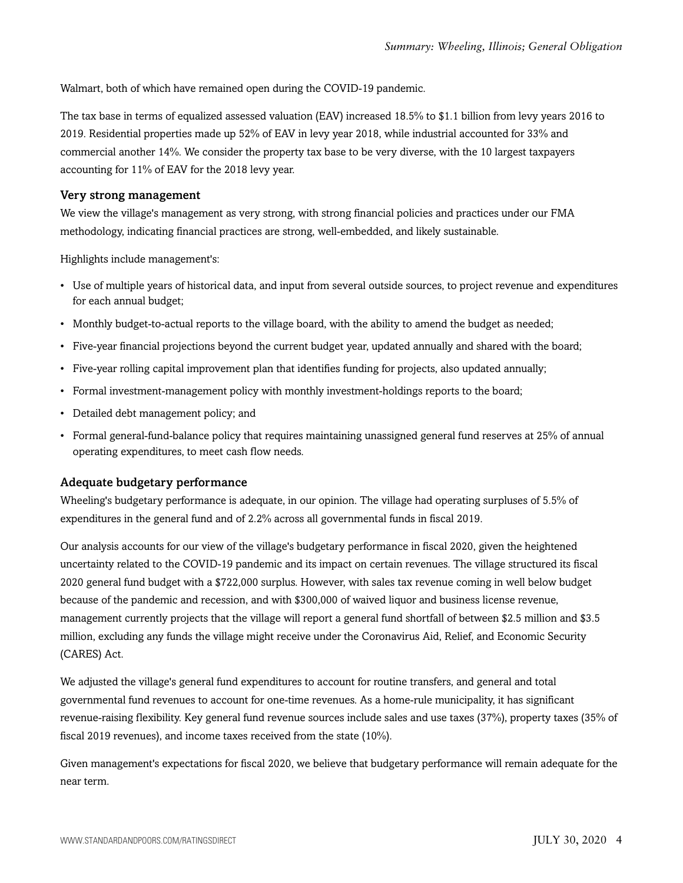Walmart, both of which have remained open during the COVID-19 pandemic.

The tax base in terms of equalized assessed valuation (EAV) increased 18.5% to $1.1 billion from levy years 2016 to 2019. Residential properties made up 52% of EAV in levy year 2018, while industrial accounted for 33% and commercial another 14%. We consider the property tax base to be very diverse, with the 10 largest taxpayers accounting for 11% of EAV for the 2018 levy year.

### Very strong management

We view the village's management as very strong, with strong financial policies and practices under our FMA methodology, indicating financial practices are strong, well-embedded, and likely sustainable.

Highlights include management's:

- Use of multiple years of historical data, and input from several outside sources, to project revenue and expenditures for each annual budget;
- Monthly budget-to-actual reports to the village board, with the ability to amend the budget as needed;
- Five-year financial projections beyond the current budget year, updated annually and shared with the board;
- Five-year rolling capital improvement plan that identifies funding for projects, also updated annually;
- Formal investment-management policy with monthly investment-holdings reports to the board;
- Detailed debt management policy; and
- Formal general-fund-balance policy that requires maintaining unassigned general fund reserves at 25% of annual operating expenditures, to meet cash flow needs.

### Adequate budgetary performance

Wheeling's budgetary performance is adequate, in our opinion. The village had operating surpluses of 5.5% of expenditures in the general fund and of 2.2% across all governmental funds in fiscal 2019.

Our analysis accounts for our view of the village's budgetary performance in fiscal 2020, given the heightened uncertainty related to the COVID-19 pandemic and its impact on certain revenues. The village structured its fiscal 2020 general fund budget with a $722,000 surplus. However, with sales tax revenue coming in well below budget because of the pandemic and recession, and with $300,000 of waived liquor and business license revenue, management currently projects that the village will report a general fund shortfall of between $2.5 million and $3.5 million, excluding any funds the village might receive under the Coronavirus Aid, Relief, and Economic Security (CARES) Act.

We adjusted the village's general fund expenditures to account for routine transfers, and general and total governmental fund revenues to account for one-time revenues. As a home-rule municipality, it has significant revenue-raising flexibility. Key general fund revenue sources include sales and use taxes (37%), property taxes (35% of fiscal 2019 revenues), and income taxes received from the state (10%).

Given management's expectations for fiscal 2020, we believe that budgetary performance will remain adequate for the near term.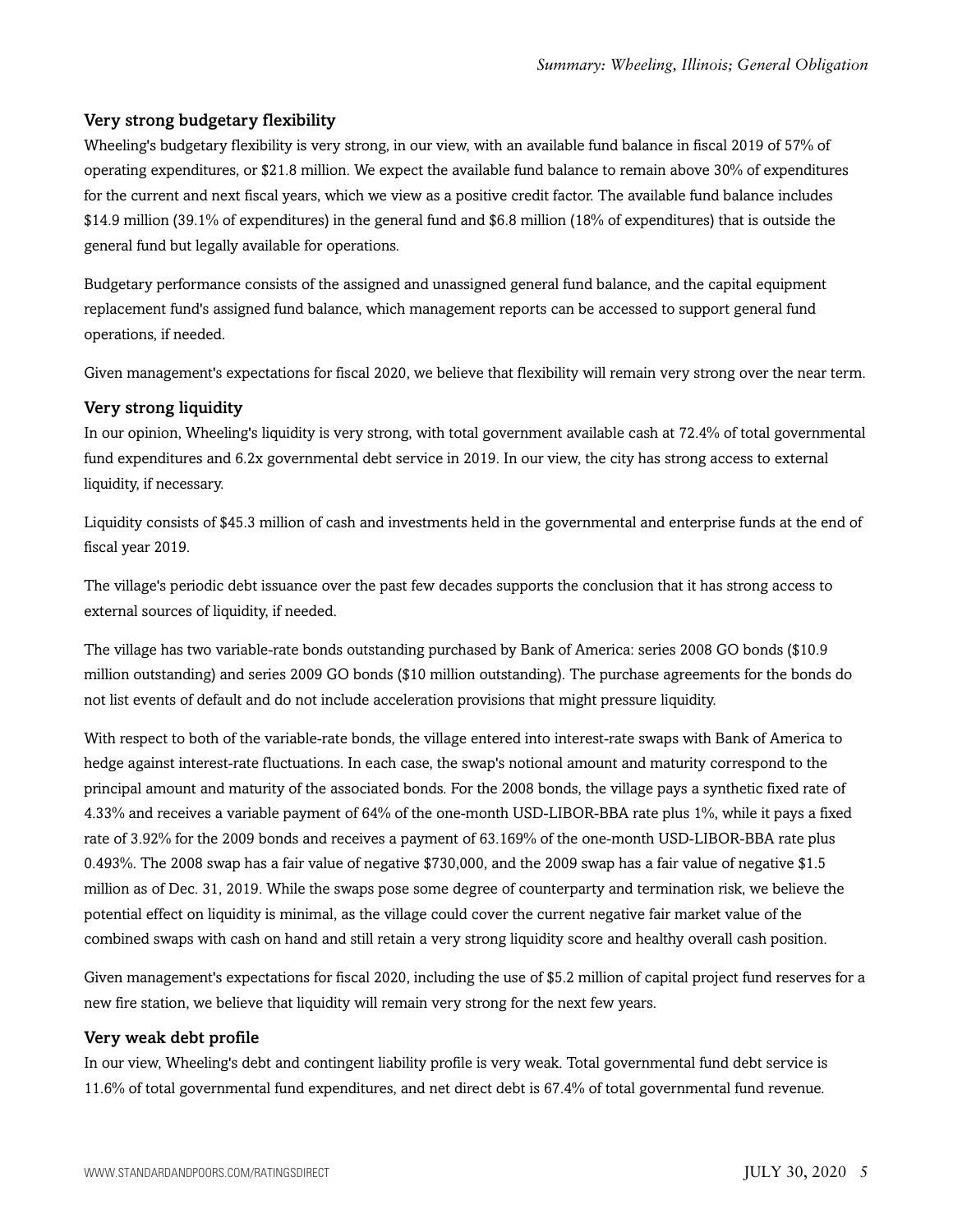### Very strong budgetary flexibility

Wheeling's budgetary flexibility is very strong, in our view, with an available fund balance in fiscal 2019 of 57% of operating expenditures, or $21.8 million. We expect the available fund balance to remain above 30% of expenditures for the current and next fiscal years, which we view as a positive credit factor. The available fund balance includes $14.9 million (39.1% of expenditures) in the general fund and $6.8 million (18% of expenditures) that is outside the general fund but legally available for operations.

Budgetary performance consists of the assigned and unassigned general fund balance, and the capital equipment replacement fund's assigned fund balance, which management reports can be accessed to support general fund operations, if needed.

Given management's expectations for fiscal 2020, we believe that flexibility will remain very strong over the near term.

### Very strong liquidity

In our opinion, Wheeling's liquidity is very strong, with total government available cash at 72.4% of total governmental fund expenditures and 6.2x governmental debt service in 2019. In our view, the city has strong access to external liquidity, if necessary.

Liquidity consists of $45.3 million of cash and investments held in the governmental and enterprise funds at the end of fiscal year 2019.

The village's periodic debt issuance over the past few decades supports the conclusion that it has strong access to external sources of liquidity, if needed.

The village has two variable-rate bonds outstanding purchased by Bank of America: series 2008 GO bonds ($10.9 million outstanding) and series 2009 GO bonds ($10 million outstanding). The purchase agreements for the bonds do not list events of default and do not include acceleration provisions that might pressure liquidity.

With respect to both of the variable-rate bonds, the village entered into interest-rate swaps with Bank of America to hedge against interest-rate fluctuations. In each case, the swap's notional amount and maturity correspond to the principal amount and maturity of the associated bonds. For the 2008 bonds, the village pays a synthetic fixed rate of 4.33% and receives a variable payment of 64% of the one-month USD-LIBOR-BBA rate plus 1%, while it pays a fixed rate of 3.92% for the 2009 bonds and receives a payment of 63.169% of the one-month USD-LIBOR-BBA rate plus 0.493%. The 2008 swap has a fair value of negative $730,000, and the 2009 swap has a fair value of negative $1.5 million as of Dec. 31, 2019. While the swaps pose some degree of counterparty and termination risk, we believe the potential effect on liquidity is minimal, as the village could cover the current negative fair market value of the combined swaps with cash on hand and still retain a very strong liquidity score and healthy overall cash position.

Given management's expectations for fiscal 2020, including the use of $5.2 million of capital project fund reserves for a new fire station, we believe that liquidity will remain very strong for the next few years.

### Very weak debt profile

In our view, Wheeling's debt and contingent liability profile is very weak. Total governmental fund debt service is 11.6% of total governmental fund expenditures, and net direct debt is 67.4% of total governmental fund revenue.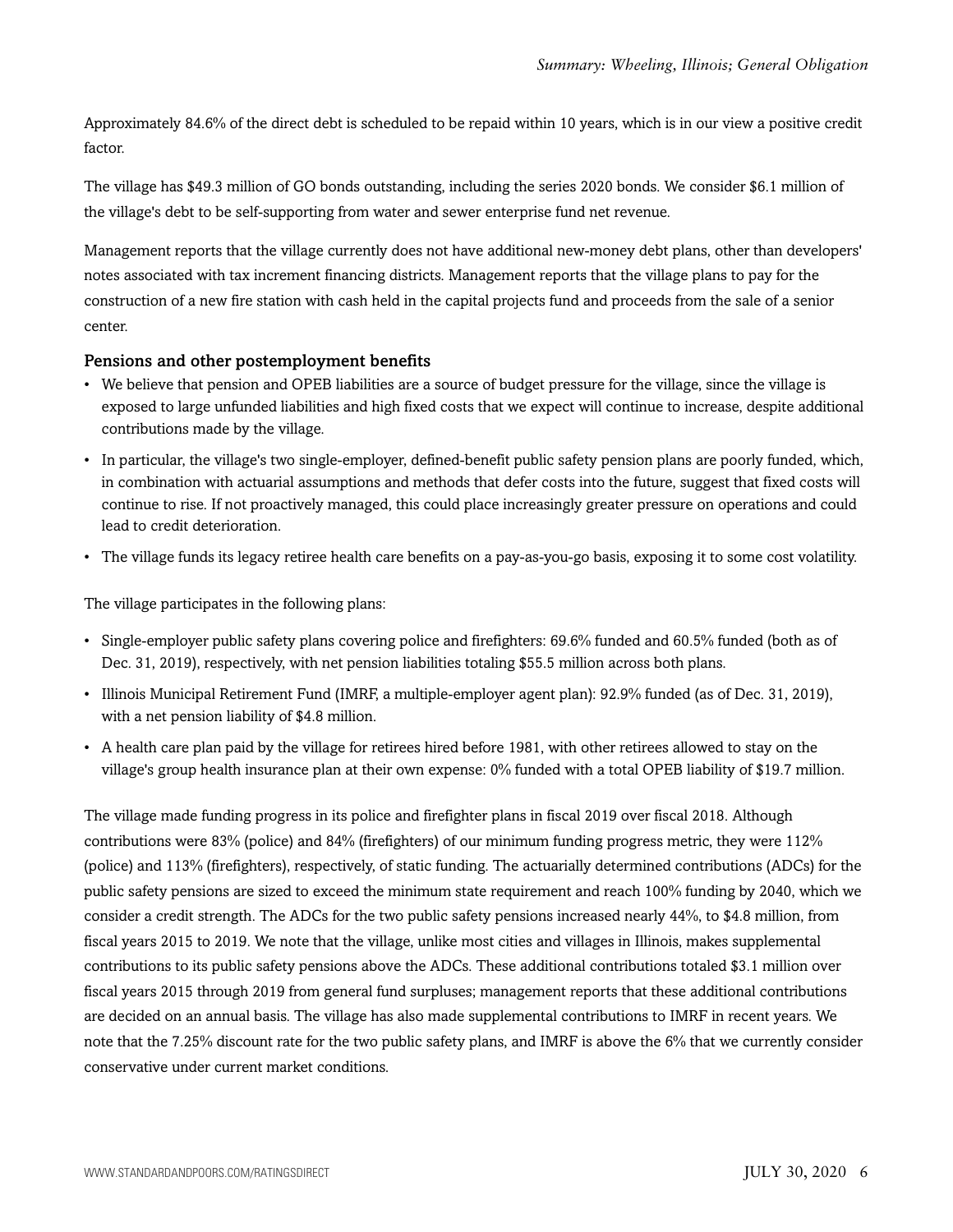Approximately 84.6% of the direct debt is scheduled to be repaid within 10 years, which is in our view a positive credit factor.

The village has $49.3 million of GO bonds outstanding, including the series 2020 bonds. We consider $6.1 million of the village's debt to be self-supporting from water and sewer enterprise fund net revenue.

Management reports that the village currently does not have additional new-money debt plans, other than developers' notes associated with tax increment financing districts. Management reports that the village plans to pay for the construction of a new fire station with cash held in the capital projects fund and proceeds from the sale of a senior center.

### Pensions and other postemployment benefits

- We believe that pension and OPEB liabilities are a source of budget pressure for the village, since the village is exposed to large unfunded liabilities and high fixed costs that we expect will continue to increase, despite additional contributions made by the village.
- In particular, the village's two single-employer, defined-benefit public safety pension plans are poorly funded, which, in combination with actuarial assumptions and methods that defer costs into the future, suggest that fixed costs will continue to rise. If not proactively managed, this could place increasingly greater pressure on operations and could lead to credit deterioration.
- The village funds its legacy retiree health care benefits on a pay-as-you-go basis, exposing it to some cost volatility.

The village participates in the following plans:

- Single-employer public safety plans covering police and firefighters: 69.6% funded and 60.5% funded (both as of Dec. 31, 2019), respectively, with net pension liabilities totaling $55.5 million across both plans.
- Illinois Municipal Retirement Fund (IMRF, a multiple-employer agent plan): 92.9% funded (as of Dec. 31, 2019), with a net pension liability of $4.8 million.
- A health care plan paid by the village for retirees hired before 1981, with other retirees allowed to stay on the village's group health insurance plan at their own expense: 0% funded with a total OPEB liability of $19.7 million.

The village made funding progress in its police and firefighter plans in fiscal 2019 over fiscal 2018. Although contributions were 83% (police) and 84% (firefighters) of our minimum funding progress metric, they were 112% (police) and 113% (firefighters), respectively, of static funding. The actuarially determined contributions (ADCs) for the public safety pensions are sized to exceed the minimum state requirement and reach 100% funding by 2040, which we consider a credit strength. The ADCs for the two public safety pensions increased nearly 44%, to $4.8 million, from fiscal years 2015 to 2019. We note that the village, unlike most cities and villages in Illinois, makes supplemental contributions to its public safety pensions above the ADCs. These additional contributions totaled $3.1 million over fiscal years 2015 through 2019 from general fund surpluses; management reports that these additional contributions are decided on an annual basis. The village has also made supplemental contributions to IMRF in recent years. We note that the 7.25% discount rate for the two public safety plans, and IMRF is above the 6% that we currently consider conservative under current market conditions.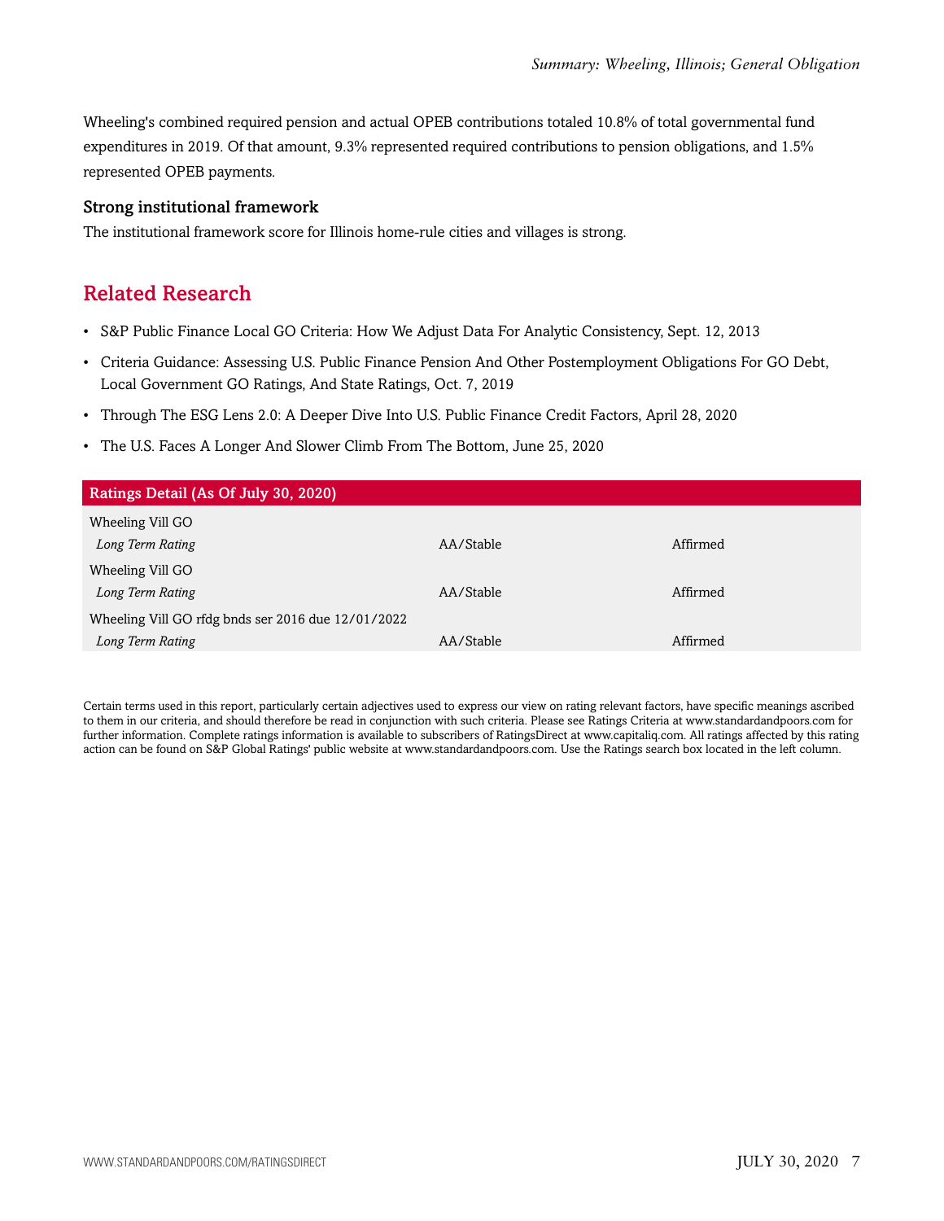Wheeling's combined required pension and actual OPEB contributions totaled 10.8% of total governmental fund expenditures in 2019. Of that amount, 9.3% represented required contributions to pension obligations, and 1.5% represented OPEB payments.

### Strong institutional framework

The institutional framework score for Illinois home-rule cities and villages is strong.

## Related Research

- S&P Public Finance Local GO Criteria: How We Adjust Data For Analytic Consistency, Sept. 12, 2013
- Criteria Guidance: Assessing U.S. Public Finance Pension And Other Postemployment Obligations For GO Debt, Local Government GO Ratings, And State Ratings, Oct. 7, 2019
- Through The ESG Lens 2.0: A Deeper Dive Into U.S. Public Finance Credit Factors, April 28, 2020
- The U.S. Faces A Longer And Slower Climb From The Bottom, June 25, 2020

| Ratings Detail (As Of July 30, 2020) | | |
| --- | --- | --- |
| Wheeling Vill GO | | |
| *Long Term Rating* | AA/Stable | Affirmed |
| Wheeling Vill GO | | |
| *Long Term Rating* | AA/Stable | Affirmed |
| Wheeling Vill GO rfdg bnds ser 2016 due 12/01/2022 | | |
| *Long Term Rating* | AA/Stable | Affirmed |

Certain terms used in this report, particularly certain adjectives used to express our view on rating relevant factors, have specific meanings ascribed to them in our criteria, and should therefore be read in conjunction with such criteria. Please see Ratings Criteria at www.standardandpoors.com for further information. Complete ratings information is available to subscribers of RatingsDirect at www.capitaliq.com. All ratings affected by this rating action can be found on S&P Global Ratings' public website at www.standardandpoors.com. Use the Ratings search box located in the left column.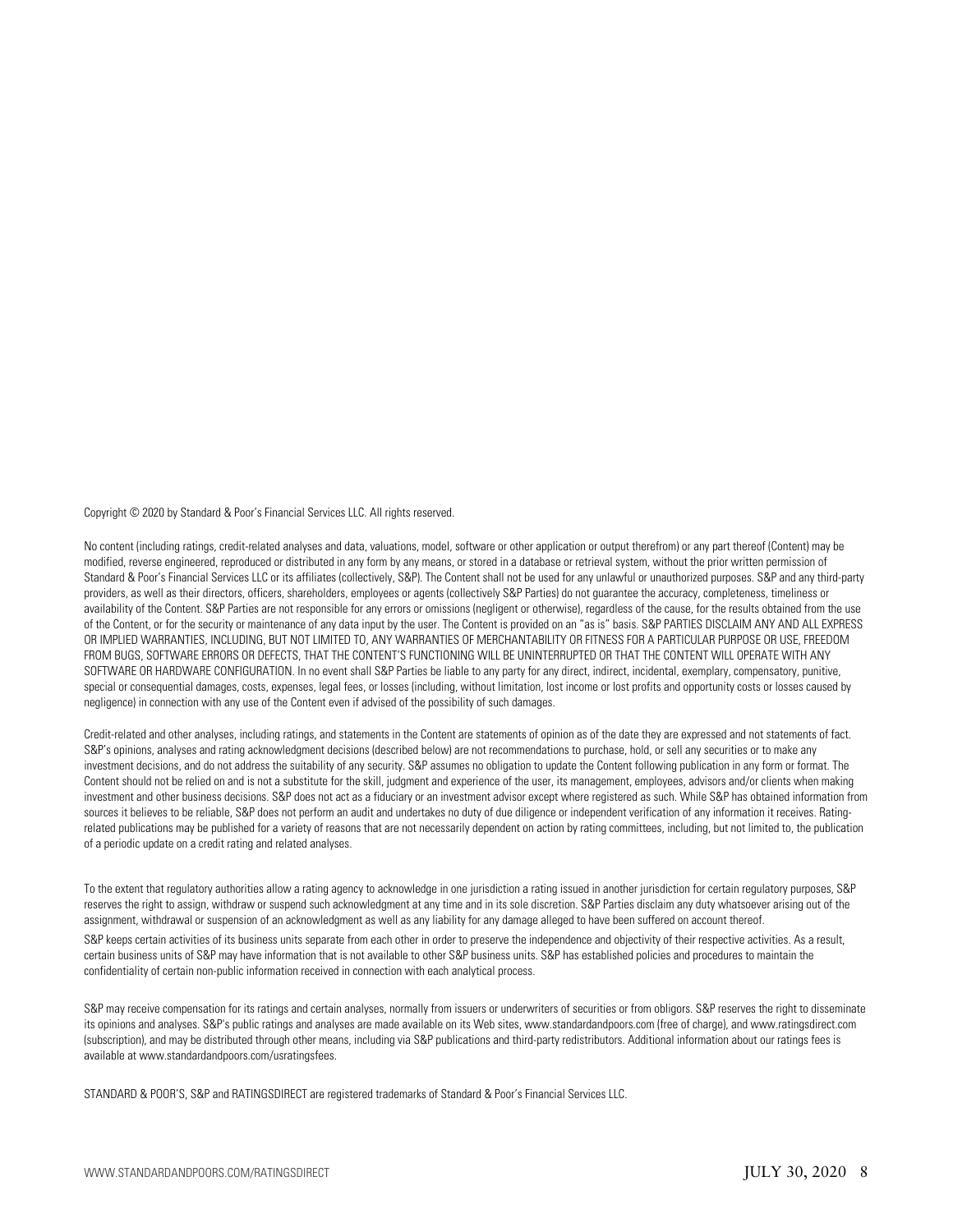Copyright © 2020 by Standard & Poor's Financial Services LLC. All rights reserved.

No content (including ratings, credit-related analyses and data, valuations, model, software or other application or output therefrom) or any part thereof (Content) may be modified, reverse engineered, reproduced or distributed in any form by any means, or stored in a database or retrieval system, without the prior written permission of Standard & Poor's Financial Services LLC or its affiliates (collectively, S&P). The Content shall not be used for any unlawful or unauthorized purposes. S&P and any third-party providers, as well as their directors, officers, shareholders, employees or agents (collectively S&P Parties) do not guarantee the accuracy, completeness, timeliness or availability of the Content. S&P Parties are not responsible for any errors or omissions (negligent or otherwise), regardless of the cause, for the results obtained from the use of the Content, or for the security or maintenance of any data input by the user. The Content is provided on an "as is" basis. S&P PARTIES DISCLAIM ANY AND ALL EXPRESS OR IMPLIED WARRANTIES, INCLUDING, BUT NOT LIMITED TO, ANY WARRANTIES OF MERCHANTABILITY OR FITNESS FOR A PARTICULAR PURPOSE OR USE, FREEDOM FROM BUGS, SOFTWARE ERRORS OR DEFECTS, THAT THE CONTENT'S FUNCTIONING WILL BE UNINTERRUPTED OR THAT THE CONTENT WILL OPERATE WITH ANY SOFTWARE OR HARDWARE CONFIGURATION. In no event shall S&P Parties be liable to any party for any direct, indirect, incidental, exemplary, compensatory, punitive, special or consequential damages, costs, expenses, legal fees, or losses (including, without limitation, lost income or lost profits and opportunity costs or losses caused by negligence) in connection with any use of the Content even if advised of the possibility of such damages.

Credit-related and other analyses, including ratings, and statements in the Content are statements of opinion as of the date they are expressed and not statements of fact. S&P's opinions, analyses and rating acknowledgment decisions (described below) are not recommendations to purchase, hold, or sell any securities or to make any investment decisions, and do not address the suitability of any security. S&P assumes no obligation to update the Content following publication in any form or format. The Content should not be relied on and is not a substitute for the skill, judgment and experience of the user, its management, employees, advisors and/or clients when making investment and other business decisions. S&P does not act as a fiduciary or an investment advisor except where registered as such. While S&P has obtained information from sources it believes to be reliable, S&P does not perform an audit and undertakes no duty of due diligence or independent verification of any information it receives. Rating-related publications may be published for a variety of reasons that are not necessarily dependent on action by rating committees, including, but not limited to, the publication of a periodic update on a credit rating and related analyses.

To the extent that regulatory authorities allow a rating agency to acknowledge in one jurisdiction a rating issued in another jurisdiction for certain regulatory purposes, S&P reserves the right to assign, withdraw or suspend such acknowledgment at any time and in its sole discretion. S&P Parties disclaim any duty whatsoever arising out of the assignment, withdrawal or suspension of an acknowledgment as well as any liability for any damage alleged to have been suffered on account thereof.

S&P keeps certain activities of its business units separate from each other in order to preserve the independence and objectivity of their respective activities. As a result, certain business units of S&P may have information that is not available to other S&P business units. S&P has established policies and procedures to maintain the confidentiality of certain non-public information received in connection with each analytical process.

S&P may receive compensation for its ratings and certain analyses, normally from issuers or underwriters of securities or from obligors. S&P reserves the right to disseminate its opinions and analyses. S&P's public ratings and analyses are made available on its Web sites, www.standardandpoors.com (free of charge), and www.ratingsdirect.com (subscription), and may be distributed through other means, including via S&P publications and third-party redistributors. Additional information about our ratings fees is available at www.standardandpoors.com/usratingsfees.

STANDARD & POOR'S, S&P and RATINGSDIRECT are registered trademarks of Standard & Poor's Financial Services LLC.